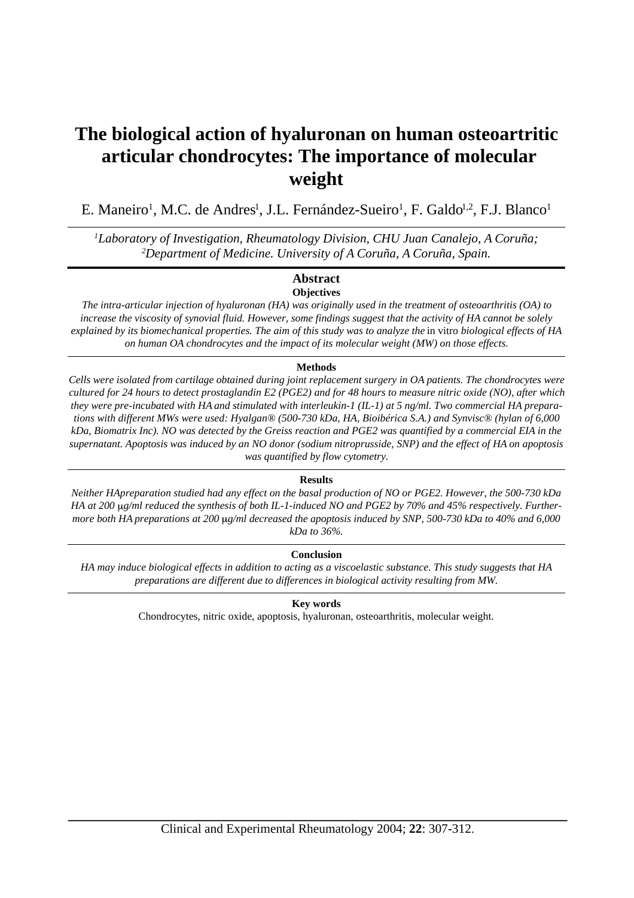# The biological action of hyaluronan on human osteoartritic articular chondrocytes: The importance of molecular weight

E. Maneiro[1], M.C. de Andres[1], J.L. Fernández-Sueiro[1], F. Galdo[1,2], F.J. Blanco[1]

*[1]Laboratory of Investigation, Rheumatology Division, CHU Juan Canalejo, A Coruña; [2]Department of Medicine. University of A Coruña, A Coruña, Spain.*

## Abstract

### Objectives

*The intra-articular injection of hyaluronan (HA) was originally used in the treatment of osteoarthritis (OA) to increase the viscosity of synovial fluid. However, some findings suggest that the activity of HA cannot be solely explained by its biomechanical properties. The aim of this study was to analyze the* in vitro *biological effects of HA on human OA chondrocytes and the impact of its molecular weight (MW) on those effects.*

### Methods

*Cells were isolated from cartilage obtained during joint replacement surgery in OA patients. The chondrocytes were cultured for 24 hours to detect prostaglandin E2 (PGE2) and for 48 hours to measure nitric oxide (NO), after which they were pre-incubated with HA and stimulated with interleukin-1 (IL-1) at 5 ng/ml. Two commercial HA preparations with different MWs were used: Hyalgan® (500-730 kDa, HA, Bioibérica S.A.) and Synvisc® (hylan of 6,000 kDa, Biomatrix Inc). NO was detected by the Greiss reaction and PGE2 was quantified by a commercial EIA in the supernatant. Apoptosis was induced by an NO donor (sodium nitroprusside, SNP) and the effect of HA on apoptosis was quantified by flow cytometry.*

### Results

*Neither HApreparation studied had any effect on the basal production of NO or PGE2. However, the 500-730 kDa HA at 200 μg/ml reduced the synthesis of both IL-1-induced NO and PGE2 by 70% and 45% respectively. Furthermore both HA preparations at 200 μg/ml decreased the apoptosis induced by SNP, 500-730 kDa to 40% and 6,000 kDa to 36%.*

### Conclusion

*HA may induce biological effects in addition to acting as a viscoelastic substance. This study suggests that HA preparations are different due to differences in biological activity resulting from MW.*

### Key words

Chondrocytes, nitric oxide, apoptosis, hyaluronan, osteoarthritis, molecular weight.

Clinical and Experimental Rheumatology 2004; **22**: 307-312.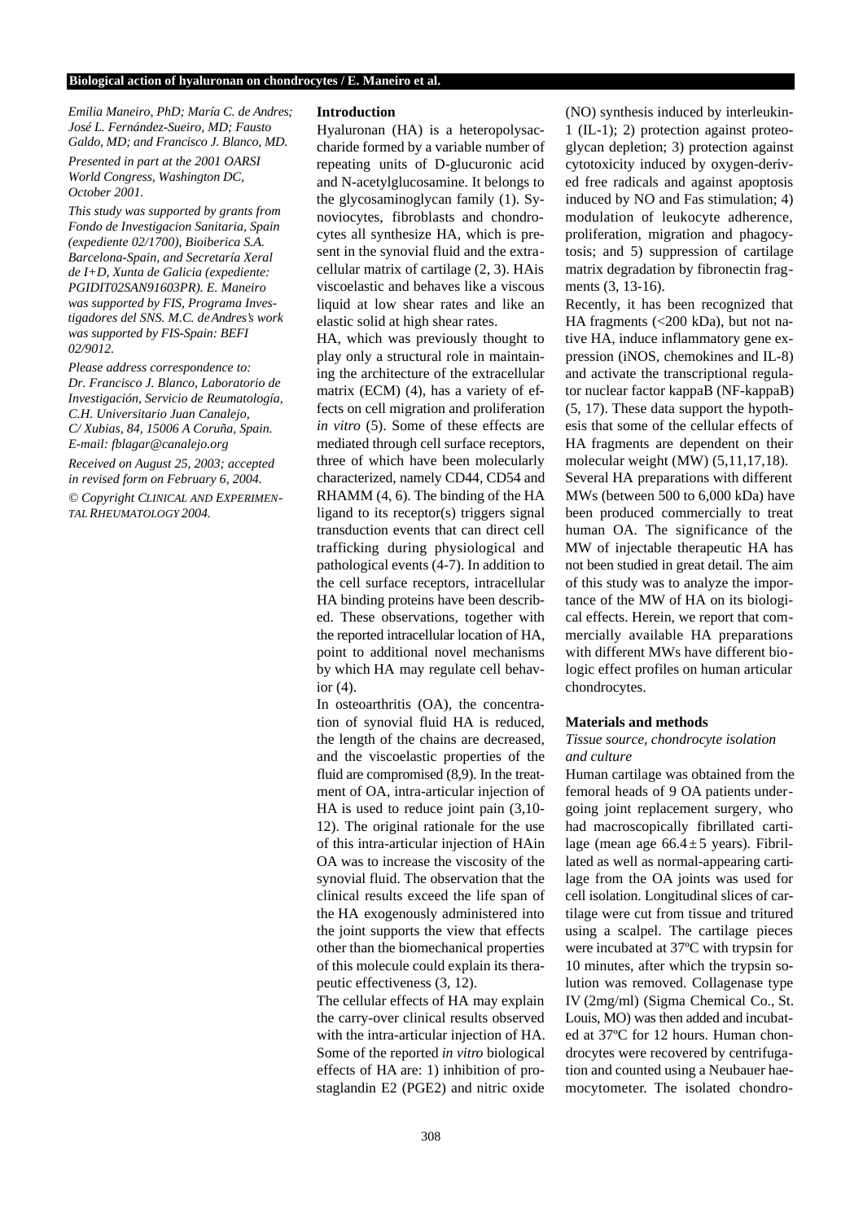*Emilia Maneiro, PhD; María C. de Andres; José L. Fernández-Sueiro, MD; Fausto Galdo, MD; and Francisco J. Blanco, MD.*

*Presented in part at the 2001 OARSI World Congress, Washington DC, October 2001.*

*This study was supported by grants from Fondo de Investigacion Sanitaria, Spain (expediente 02/1700), Bioiberica S.A. Barcelona-Spain, and Secretaría Xeral de I+D, Xunta de Galicia (expediente: PGIDIT02SAN91603PR). E. Maneiro was supported by FIS, Programa Investigadores del SNS. M.C. de Andres's work was supported by FIS-Spain: BEFI 02/9012.*

*Please address correspondence to: Dr. Francisco J. Blanco, Laboratorio de Investigación, Servicio de Reumatología, C.H. Universitario Juan Canalejo, C/ Xubias, 84, 15006 A Coruña, Spain. E-mail: fblagar@canalejo.org*

*Received on August 25, 2003; accepted in revised form on February 6, 2004.*

*© Copyright Clinical and Experimental Rheumatology 2004.*

## Introduction

Hyaluronan (HA) is a heteropolysaccharide formed by a variable number of repeating units of D-glucuronic acid and N-acetylglucosamine. It belongs to the glycosaminoglycan family (1). Synoviocytes, fibroblasts and chondrocytes all synthesize HA, which is present in the synovial fluid and the extracellular matrix of cartilage (2, 3). HAis viscoelastic and behaves like a viscous liquid at low shear rates and like an elastic solid at high shear rates.

HA, which was previously thought to play only a structural role in maintaining the architecture of the extracellular matrix (ECM) (4), has a variety of effects on cell migration and proliferation *in vitro* (5). Some of these effects are mediated through cell surface receptors, three of which have been molecularly characterized, namely CD44, CD54 and RHAMM (4, 6). The binding of the HA ligand to its receptor(s) triggers signal transduction events that can direct cell trafficking during physiological and pathological events (4-7). In addition to the cell surface receptors, intracellular HA binding proteins have been described. These observations, together with the reported intracellular location of HA, point to additional novel mechanisms by which HA may regulate cell behavior (4).

In osteoarthritis (OA), the concentration of synovial fluid HA is reduced, the length of the chains are decreased, and the viscoelastic properties of the fluid are compromised (8,9). In the treatment of OA, intra-articular injection of HA is used to reduce joint pain (3,10-12). The original rationale for the use of this intra-articular injection of HAin OA was to increase the viscosity of the synovial fluid. The observation that the clinical results exceed the life span of the HA exogenously administered into the joint supports the view that effects other than the biomechanical properties of this molecule could explain its therapeutic effectiveness (3, 12).

The cellular effects of HA may explain the carry-over clinical results observed with the intra-articular injection of HA. Some of the reported *in vitro* biological effects of HA are: 1) inhibition of prostaglandin E2 (PGE2) and nitric oxide (NO) synthesis induced by interleukin-1 (IL-1); 2) protection against proteoglycan depletion; 3) protection against cytotoxicity induced by oxygen-derived free radicals and against apoptosis induced by NO and Fas stimulation; 4) modulation of leukocyte adherence, proliferation, migration and phagocytosis; and 5) suppression of cartilage matrix degradation by fibronectin fragments (3, 13-16).

Recently, it has been recognized that HA fragments (<200 kDa), but not native HA, induce inflammatory gene expression (iNOS, chemokines and IL-8) and activate the transcriptional regulator nuclear factor kappaB (NF-kappaB) (5, 17). These data support the hypothesis that some of the cellular effects of HA fragments are dependent on their molecular weight (MW) (5,11,17,18).

Several HA preparations with different MWs (between 500 to 6,000 kDa) have been produced commercially to treat human OA. The significance of the MW of injectable therapeutic HA has not been studied in great detail. The aim of this study was to analyze the importance of the MW of HA on its biological effects. Herein, we report that commercially available HA preparations with different MWs have different biologic effect profiles on human articular chondrocytes.

## Materials and methods

### *Tissue source, chondrocyte isolation and culture*

Human cartilage was obtained from the femoral heads of 9 OA patients undergoing joint replacement surgery, who had macroscopically fibrillated cartilage (mean age $66.4 \pm 5$ years). Fibrillated as well as normal-appearing cartilage from the OA joints was used for cell isolation. Longitudinal slices of cartilage were cut from tissue and tritured using a scalpel. The cartilage pieces were incubated at 37ºC with trypsin for 10 minutes, after which the trypsin solution was removed. Collagenase type IV (2mg/ml) (Sigma Chemical Co., St. Louis, MO) was then added and incubated at 37ºC for 12 hours. Human chondrocytes were recovered by centrifugation and counted using a Neubauer haemocytometer. The isolated chondro-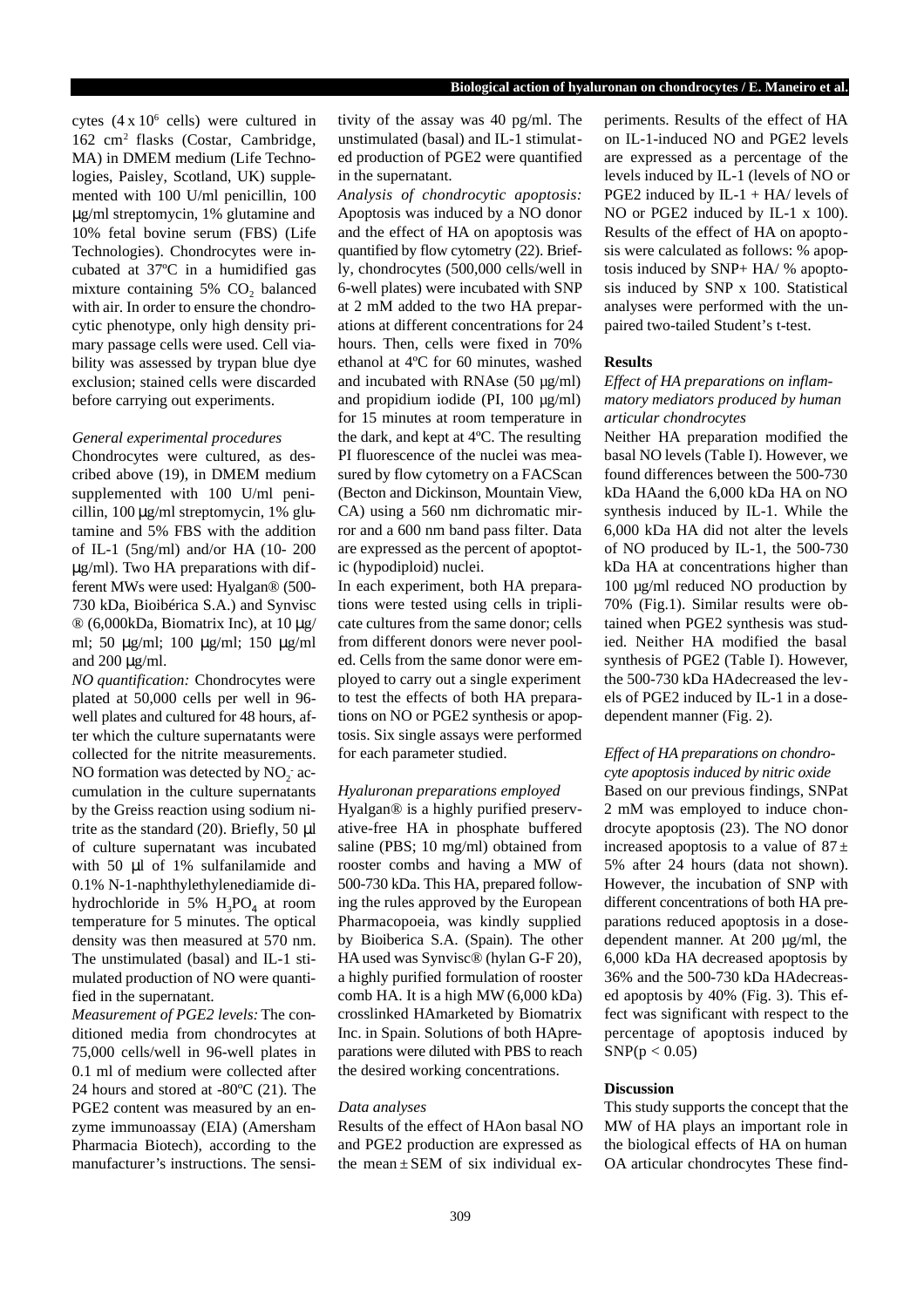cytes ($4 \times 10^6$ cells) were cultured in 162 $cm^2$ flasks (Costar, Cambridge, MA) in DMEM medium (Life Technologies, Paisley, Scotland, UK) supplemented with 100 U/ml penicillin, 100 μg/ml streptomycin, 1% glutamine and 10% fetal bovine serum (FBS) (Life Technologies). Chondrocytes were incubated at 37ºC in a humidified gas mixture containing 5% $CO_2$ balanced with air. In order to ensure the chondrocytic phenotype, only high density primary passage cells were used. Cell viability was assessed by trypan blue dye exclusion; stained cells were discarded before carrying out experiments.

*General experimental procedures*

Chondrocytes were cultured, as described above (19), in DMEM medium supplemented with 100 U/ml penicillin, 100 μg/ml streptomycin, 1% glutamine and 5% FBS with the addition of IL-1 (5ng/ml) and/or HA (10- 200 μg/ml). Two HA preparations with different MWs were used: Hyalgan® (500-730 kDa, Bioibérica S.A.) and Synvisc ® (6,000kDa, Biomatrix Inc), at 10 μg/ml; 50 μg/ml; 100 μg/ml; 150 μg/ml and 200 μg/ml.

*NO quantification:* Chondrocytes were plated at 50,000 cells per well in 96-well plates and cultured for 48 hours, after which the culture supernatants were collected for the nitrite measurements. NO formation was detected by $NO_2^-$ accumulation in the culture supernatants by the Greiss reaction using sodium nitrite as the standard (20). Briefly, 50 μl of culture supernatant was incubated with 50 μl of 1% sulfanilamide and 0.1% N-1-naphthylethylenediamide dihydrochloride in 5% $H_3PO_4$ at room temperature for 5 minutes. The optical density was then measured at 570 nm. The unstimulated (basal) and IL-1 stimulated production of NO were quantified in the supernatant.

*Measurement of PGE2 levels:* The conditioned media from chondrocytes at 75,000 cells/well in 96-well plates in 0.1 ml of medium were collected after 24 hours and stored at -80ºC (21). The PGE2 content was measured by an enzyme immunoassay (EIA) (Amersham Pharmacia Biotech), according to the manufacturer's instructions. The sensitivity of the assay was 40 pg/ml. The unstimulated (basal) and IL-1 stimulated production of PGE2 were quantified in the supernatant.

*Analysis of chondrocytic apoptosis:* Apoptosis was induced by a NO donor and the effect of HA on apoptosis was quantified by flow cytometry (22). Briefly, chondrocytes (500,000 cells/well in 6-well plates) were incubated with SNP at 2 mM added to the two HA preparations at different concentrations for 24 hours. Then, cells were fixed in 70% ethanol at 4ºC for 60 minutes, washed and incubated with RNAse (50 μg/ml) and propidium iodide (PI, 100 μg/ml) for 15 minutes at room temperature in the dark, and kept at 4ºC. The resulting PI fluorescence of the nuclei was measured by flow cytometry on a FACScan (Becton and Dickinson, Mountain View, CA) using a 560 nm dichromatic mirror and a 600 nm band pass filter. Data are expressed as the percent of apoptotic (hypodiploid) nuclei.

In each experiment, both HA preparations were tested using cells in triplicate cultures from the same donor; cells from different donors were never pooled. Cells from the same donor were employed to carry out a single experiment to test the effects of both HA preparations on NO or PGE2 synthesis or apoptosis. Six single assays were performed for each parameter studied.

*Hyaluronan preparations employed*

Hyalgan® is a highly purified preservative-free HA in phosphate buffered saline (PBS; 10 mg/ml) obtained from rooster combs and having a MW of 500-730 kDa. This HA, prepared following the rules approved by the European Pharmacopoeia, was kindly supplied by Bioiberica S.A. (Spain). The other HA used was Synvisc® (hylan G-F 20), a highly purified formulation of rooster comb HA. It is a high MW (6,000 kDa) crosslinked HAmarketed by Biomatrix Inc. in Spain. Solutions of both HApreparations were diluted with PBS to reach the desired working concentrations.

*Data analyses*

Results of the effect of HAon basal NO and PGE2 production are expressed as the mean ± SEM of six individual experiments. Results of the effect of HA on IL-1-induced NO and PGE2 levels are expressed as a percentage of the levels induced by IL-1 (levels of NO or PGE2 induced by IL-1 + HA/ levels of NO or PGE2 induced by IL-1 x 100). Results of the effect of HA on apoptosis were calculated as follows: % apoptosis induced by SNP+ HA/ % apoptosis induced by SNP x 100. Statistical analyses were performed with the unpaired two-tailed Student's t-test.

## Results

### *Effect of HA preparations on inflammatory mediators produced by human articular chondrocytes*

Neither HA preparation modified the basal NO levels (Table I). However, we found differences between the 500-730 kDa HAand the 6,000 kDa HA on NO synthesis induced by IL-1. While the 6,000 kDa HA did not alter the levels of NO produced by IL-1, the 500-730 kDa HA at concentrations higher than 100 μg/ml reduced NO production by 70% (Fig.1). Similar results were obtained when PGE2 synthesis was studied. Neither HA modified the basal synthesis of PGE2 (Table I). However, the 500-730 kDa HAdecreased the levels of PGE2 induced by IL-1 in a dose-dependent manner (Fig. 2).

### *Effect of HA preparations on chondrocyte apoptosis induced by nitric oxide*

Based on our previous findings, SNPat 2 mM was employed to induce chondrocyte apoptosis (23). The NO donor increased apoptosis to a value of 87 ± 5% after 24 hours (data not shown). However, the incubation of SNP with different concentrations of both HA preparations reduced apoptosis in a dose-dependent manner. At 200 μg/ml, the 6,000 kDa HA decreased apoptosis by 36% and the 500-730 kDa HAdecreased apoptosis by 40% (Fig. 3). This effect was significant with respect to the percentage of apoptosis induced by SNP($p < 0.05$)

## Discussion

This study supports the concept that the MW of HA plays an important role in the biological effects of HA on human OA articular chondrocytes These find-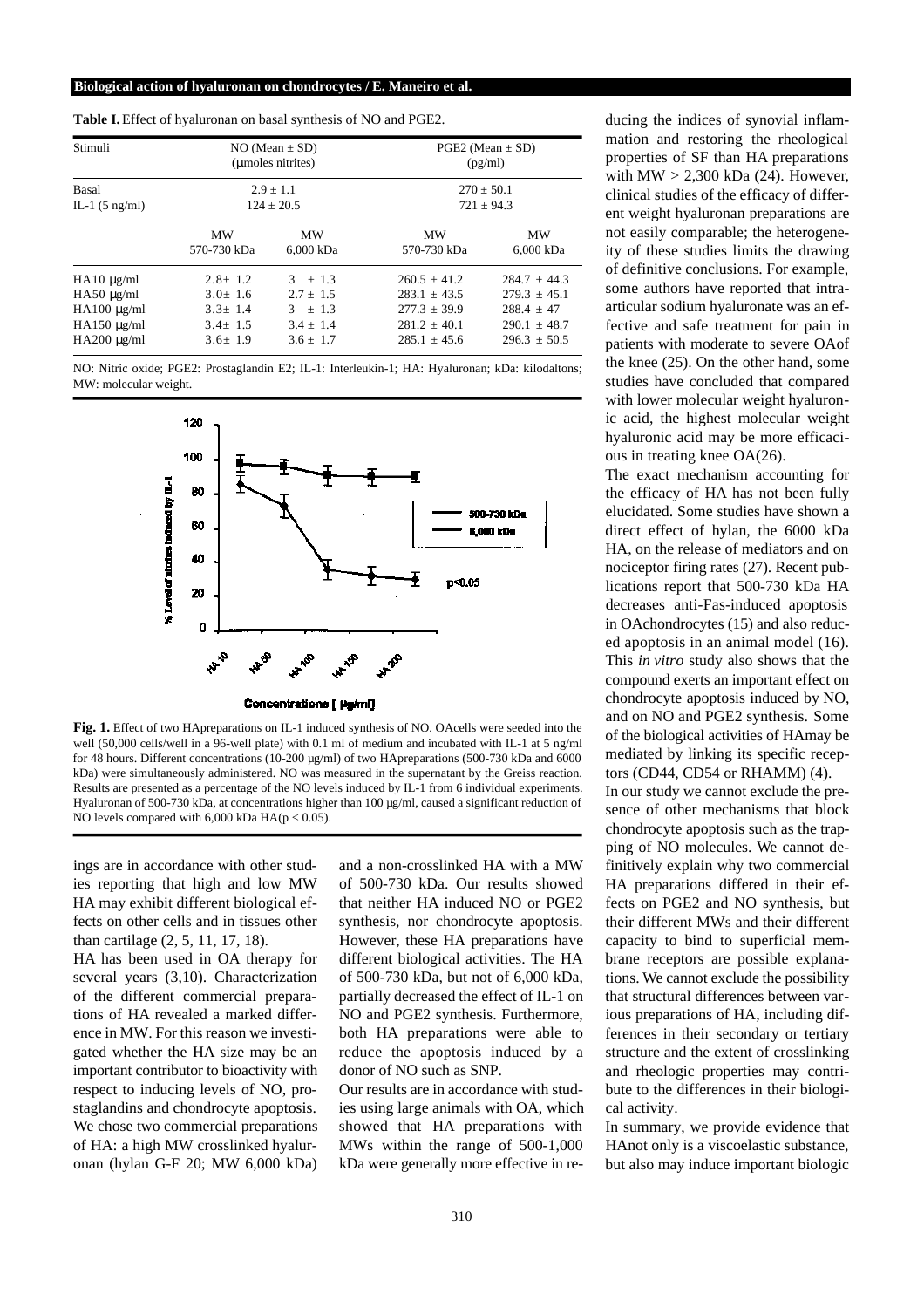**Table I.** Effect of hyaluronan on basal synthesis of NO and PGE2.

| Stimuli | NO (Mean ± SD) (μmoles nitrites) | | PGE2 (Mean ± SD) (pg/ml) | |
|---|---|---|---|---|
| Basal | 2.9 ± 1.1 | | 270 ± 50.1 | |
| IL-1 (5 ng/ml) | 124 ± 20.5 | | 721 ± 94.3 | |
| | MW 570-730 kDa | MW 6,000 kDa | MW 570-730 kDa | MW 6,000 kDa |
| HA10 μg/ml | 2.8 ± 1.2 | 3 ± 1.3 | 260.5 ± 41.2 | 284.7 ± 44.3 |
| HA50 μg/ml | 3.0 ± 1.6 | 2.7 ± 1.5 | 283.1 ± 43.5 | 279.3 ± 45.1 |
| HA100 μg/ml | 3.3 ± 1.4 | 3 ± 1.3 | 277.3 ± 39.9 | 288.4 ± 47 |
| HA150 μg/ml | 3.4 ± 1.5 | 3.4 ± 1.4 | 281.2 ± 40.1 | 290.1 ± 48.7 |
| HA200 μg/ml | 3.6 ± 1.9 | 3.6 ± 1.7 | 285.1 ± 45.6 | 296.3 ± 50.5 |

NO: Nitric oxide; PGE2: Prostaglandin E2; IL-1: Interleukin-1; HA: Hyaluronan; kDa: kilodaltons; MW: molecular weight.

**Fig. 1.** Effect of two HApreparations on IL-1 induced synthesis of NO. OAcells were seeded into the well (50,000 cells/well in a 96-well plate) with 0.1 ml of medium and incubated with IL-1 at 5 ng/ml for 48 hours. Different concentrations (10-200 μg/ml) of two HApreparations (500-730 kDa and 6000 kDa) were simultaneously administered. NO was measured in the supernatant by the Greiss reaction. Results are presented as a percentage of the NO levels induced by IL-1 from 6 individual experiments. Hyaluronan of 500-730 kDa, at concentrations higher than 100 μg/ml, caused a significant reduction of NO levels compared with 6,000 kDa HA($p < 0.05$).

ings are in accordance with other studies reporting that high and low MW HA may exhibit different biological effects on other cells and in tissues other than cartilage (2, 5, 11, 17, 18).

HA has been used in OA therapy for several years (3,10). Characterization of the different commercial preparations of HA revealed a marked difference in MW. For this reason we investigated whether the HA size may be an important contributor to bioactivity with respect to inducing levels of NO, prostaglandins and chondrocyte apoptosis. We chose two commercial preparations of HA: a high MW crosslinked hyaluronan (hylan G-F 20; MW 6,000 kDa) and a non-crosslinked HA with a MW of 500-730 kDa. Our results showed that neither HA induced NO or PGE2 synthesis, nor chondrocyte apoptosis. However, these HA preparations have different biological activities. The HA of 500-730 kDa, but not of 6,000 kDa, partially decreased the effect of IL-1 on NO and PGE2 synthesis. Furthermore, both HA preparations were able to reduce the apoptosis induced by a donor of NO such as SNP.

Our results are in accordance with studies using large animals with OA, which showed that HA preparations with MWs within the range of 500-1,000 kDa were generally more effective in reducing the indices of synovial inflammation and restoring the rheological properties of SF than HA preparations with MW > 2,300 kDa (24). However, clinical studies of the efficacy of different weight hyaluronan preparations are not easily comparable; the heterogeneity of these studies limits the drawing of definitive conclusions. For example, some authors have reported that intra-articular sodium hyaluronate was an effective and safe treatment for pain in patients with moderate to severe OAof the knee (25). On the other hand, some studies have concluded that compared with lower molecular weight hyaluronic acid, the highest molecular weight hyaluronic acid may be more efficacious in treating knee OA(26).

The exact mechanism accounting for the efficacy of HA has not been fully elucidated. Some studies have shown a direct effect of hylan, the 6000 kDa HA, on the release of mediators and on nociceptor firing rates (27). Recent publications report that 500-730 kDa HA decreases anti-Fas-induced apoptosis in OAchondrocytes (15) and also reduced apoptosis in an animal model (16). This *in vitro* study also shows that the compound exerts an important effect on chondrocyte apoptosis induced by NO, and on NO and PGE2 synthesis. Some of the biological activities of HAmay be mediated by linking its specific receptors (CD44, CD54 or RHAMM) (4).

In our study we cannot exclude the presence of other mechanisms that block chondrocyte apoptosis such as the trapping of NO molecules. We cannot definitively explain why two commercial HA preparations differed in their effects on PGE2 and NO synthesis, but their different MWs and their different capacity to bind to superficial membrane receptors are possible explanations. We cannot exclude the possibility that structural differences between various preparations of HA, including differences in their secondary or tertiary structure and the extent of crosslinking and rheologic properties may contribute to the differences in their biological activity.

In summary, we provide evidence that HAnot only is a viscoelastic substance, but also may induce important biologic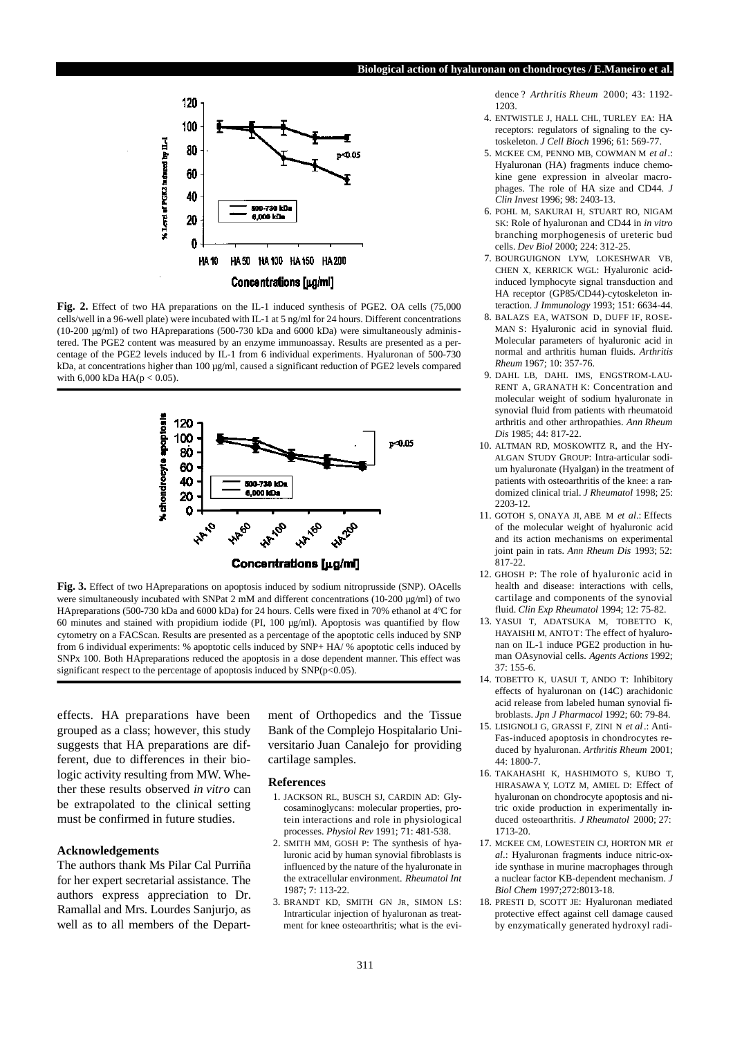Fig. 2. Effect of two HA preparations on the IL-1 induced synthesis of PGE2. OA cells (75,000 cells/well in a 96-well plate) were incubated with IL-1 at 5 ng/ml for 24 hours. Different concentrations (10-200 µg/ml) of two HApreparations (500-730 kDa and 6000 kDa) were simultaneously administered. The PGE2 content was measured by an enzyme immunoassay. Results are presented as a percentage of the PGE2 levels induced by IL-1 from 6 individual experiments. Hyaluronan of 500-730 kDa, at concentrations higher than 100 µg/ml, caused a significant reduction of PGE2 levels compared with 6,000 kDa HA($p < 0.05$).

Fig. 3. Effect of two HApreparations on apoptosis induced by sodium nitroprusside (SNP). OAcells were simultaneously incubated with SNPat 2 mM and different concentrations (10-200 µg/ml) of two HApreparations (500-730 kDa and 6000 kDa) for 24 hours. Cells were fixed in 70% ethanol at 4ºC for 60 minutes and stained with propidium iodide (PI, 100 µg/ml). Apoptosis was quantified by flow cytometry on a FACScan. Results are presented as a percentage of the apoptotic cells induced by SNP from 6 individual experiments: % apoptotic cells induced by SNP+ HA/ % apoptotic cells induced by SNPx 100. Both HApreparations reduced the apoptosis in a dose dependent manner. This effect was significant respect to the percentage of apoptosis induced by SNP($p<0.05$).

effects. HA preparations have been grouped as a class; however, this study suggests that HA preparations are different, due to differences in their biologic activity resulting from MW. Whether these results observed *in vitro* can be extrapolated to the clinical setting must be confirmed in future studies.

### Acknowledgements

The authors thank Ms Pilar Cal Purriña for her expert secretarial assistance. The authors express appreciation to Dr. Ramallal and Mrs. Lourdes Sanjurjo, as well as to all members of the Department of Orthopedics and the Tissue Bank of the Complejo Hospitalario Universitario Juan Canalejo for providing cartilage samples.

### References

1. JACKSON RL, BUSCH SJ, CARDIN AD: Glycosaminoglycans: molecular properties, protein interactions and role in physiological processes. *Physiol Rev* 1991; 71: 481-538.
2. SMITH MM, GOSH P: The synthesis of hyaluronic acid by human synovial fibroblasts is influenced by the nature of the hyaluronate in the extracellular environment. *Rheumatol Int* 1987; 7: 113-22.
3. BRANDT KD, SMITH GN JR, SIMON LS: Intrarticular injection of hyaluronan as treatment for knee osteoarthritis; what is the evidence ? *Arthritis Rheum* 2000; 43: 1192-1203.
4. ENTWISTLE J, HALL CHL, TURLEY EA: HA receptors: regulators of signaling to the cytoskeleton. *J Cell Bioch* 1996; 61: 569-77.
5. MCKEE CM, PENNO MB, COWMAN M *et al*.: Hyaluronan (HA) fragments induce chemokine gene expression in alveolar macrophages. The role of HA size and CD44. *J Clin Invest* 1996; 98: 2403-13.
6. POHL M, SAKURAI H, STUART RO, NIGAM SK: Role of hyaluronan and CD44 in *in vitro* branching morphogenesis of ureteric bud cells. *Dev Biol* 2000; 224: 312-25.
7. BOURGUIGNON LYW, LOKESHWAR VB, CHEN X, KERRICK WGL: Hyaluronic acid-induced lymphocyte signal transduction and HA receptor (GP85/CD44)-cytoskeleton interaction. *J Immunology* 1993; 151: 6634-44.
8. BALAZS EA, WATSON D, DUFF IF, ROSEMAN S: Hyaluronic acid in synovial fluid. Molecular parameters of hyaluronic acid in normal and arthritis human fluids. *Arthritis Rheum* 1967; 10: 357-76.
9. DAHL LB, DAHL IMS, ENGSTROM-LAURENT A, GRANATH K: Concentration and molecular weight of sodium hyaluronate in synovial fluid from patients with rheumatoid arthritis and other arthropathies. *Ann Rheum Dis* 1985; 44: 817-22.
10. ALTMAN RD, MOSKOWITZ R, and the HYALGAN STUDY GROUP: Intra-articular sodium hyaluronate (Hyalgan) in the treatment of patients with osteoarthritis of the knee: a randomized clinical trial. *J Rheumatol* 1998; 25: 2203-12.
11. GOTOH S, ONAYA JI, ABE M *et al*.: Effects of the molecular weight of hyaluronic acid and its action mechanisms on experimental joint pain in rats. *Ann Rheum Dis* 1993; 52: 817-22.
12. GHOSH P: The role of hyaluronic acid in health and disease: interactions with cells, cartilage and components of the synovial fluid. *Clin Exp Rheumatol* 1994; 12: 75-82.
13. YASUI T, ADATSUKA M, TOBETTO K, HAYAISHI M, ANTOT: The effect of hyaluronan on IL-1 induce PGE2 production in human OAsynovial cells. *Agents Actions* 1992; 37: 155-6.
14. TOBETTO K, UASUI T, ANDO T: Inhibitory effects of hyaluronan on (14C) arachidonic acid release from labeled human synovial fibroblasts. *Jpn J Pharmacol* 1992; 60: 79-84.
15. LISIGNOLI G, GRASSI F, ZINI N *et al*.: Anti-Fas-induced apoptosis in chondrocytes reduced by hyaluronan. *Arthritis Rheum* 2001; 44: 1800-7.
16. TAKAHASHI K, HASHIMOTO S, KUBO T, HIRASAWA Y, LOTZ M, AMIEL D: Effect of hyaluronan on chondrocyte apoptosis and nitric oxide production in experimentally induced osteoarthritis. *J Rheumatol* 2000; 27: 1713-20.
17. MCKEE CM, LOWESTEIN CJ, HORTON MR *et al*.: Hyaluronan fragments induce nitric-oxide synthase in murine macrophages through a nuclear factor KB-dependent mechanism. *J Biol Chem* 1997;272:8013-18.
18. PRESTI D, SCOTT JE: Hyaluronan mediated protective effect against cell damage caused by enzymatically generated hydroxyl radi-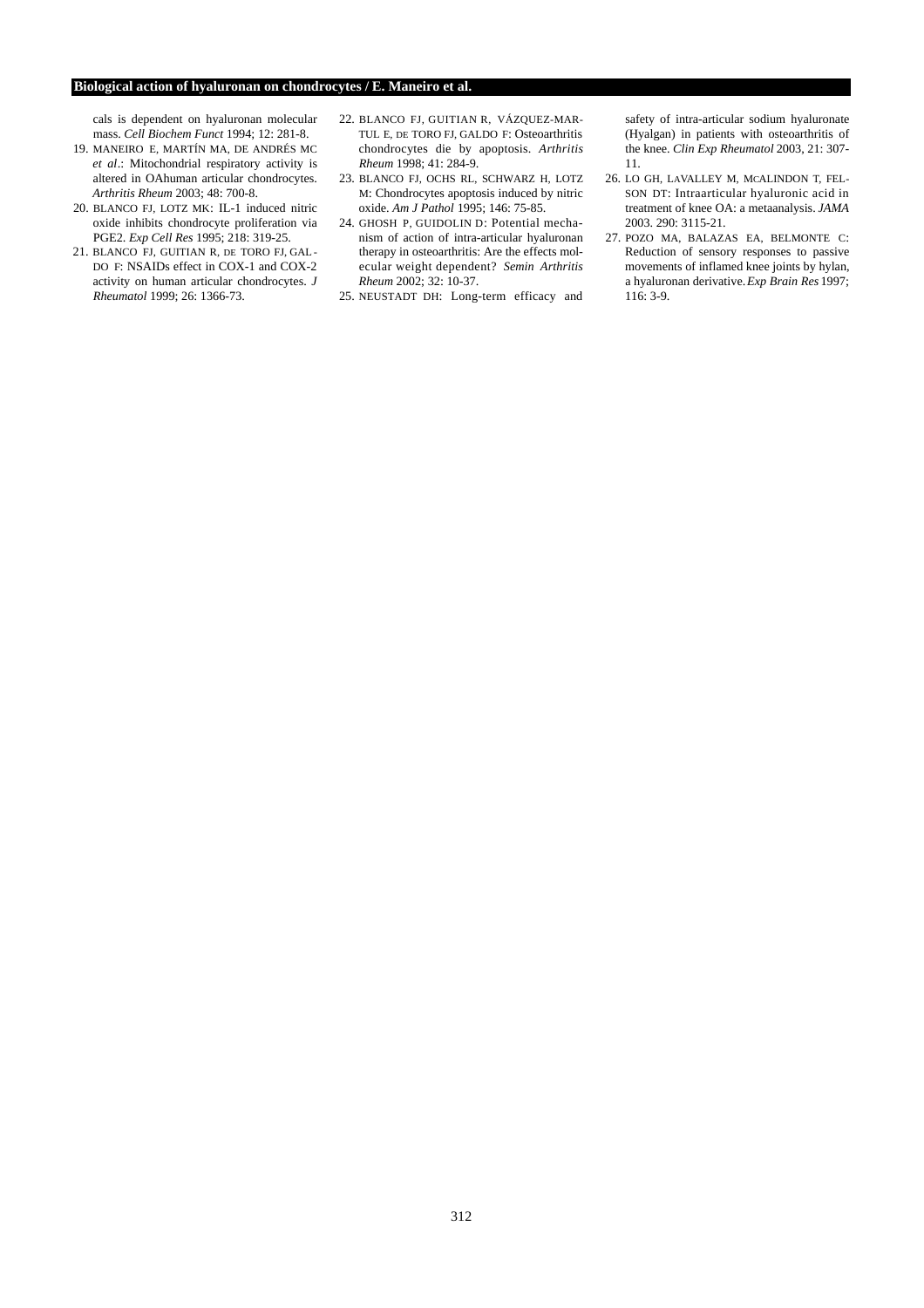cals is dependent on hyaluronan molecular mass. *Cell Biochem Funct* 1994; 12: 281-8.

19. MANEIRO E, MARTÍN MA, DE ANDRÉS MC *et al*.: Mitochondrial respiratory activity is altered in OAhuman articular chondrocytes. *Arthritis Rheum* 2003; 48: 700-8.
20. BLANCO FJ, LOTZ MK: IL-1 induced nitric oxide inhibits chondrocyte proliferation via PGE2. *Exp Cell Res* 1995; 218: 319-25.
21. BLANCO FJ, GUITIAN R, DE TORO FJ, GALDO F: NSAIDs effect in COX-1 and COX-2 activity on human articular chondrocytes. *J Rheumatol* 1999; 26: 1366-73.
22. BLANCO FJ, GUITIAN R, VÁZQUEZ-MARTUL E, DE TORO FJ, GALDO F: Osteoarthritis chondrocytes die by apoptosis. *Arthritis Rheum* 1998; 41: 284-9.
23. BLANCO FJ, OCHS RL, SCHWARZ H, LOTZ M: Chondrocytes apoptosis induced by nitric oxide. *Am J Pathol* 1995; 146: 75-85.
24. GHOSH P, GUIDOLIN D: Potential mechanism of action of intra-articular hyaluronan therapy in osteoarthritis: Are the effects molecular weight dependent? *Semin Arthritis Rheum* 2002; 32: 10-37.
25. NEUSTADT DH: Long-term efficacy and safety of intra-articular sodium hyaluronate (Hyalgan) in patients with osteoarthritis of the knee. *Clin Exp Rheumatol* 2003, 21: 307-11.
26. LO GH, LAVALLEY M, MCALINDON T, FELSON DT: Intraarticular hyaluronic acid in treatment of knee OA: a metaanalysis. *JAMA* 2003. 290: 3115-21.
27. POZO MA, BALAZAS EA, BELMONTE C: Reduction of sensory responses to passive movements of inflamed knee joints by hylan, a hyaluronan derivative. *Exp Brain Res* 1997; 116: 3-9.